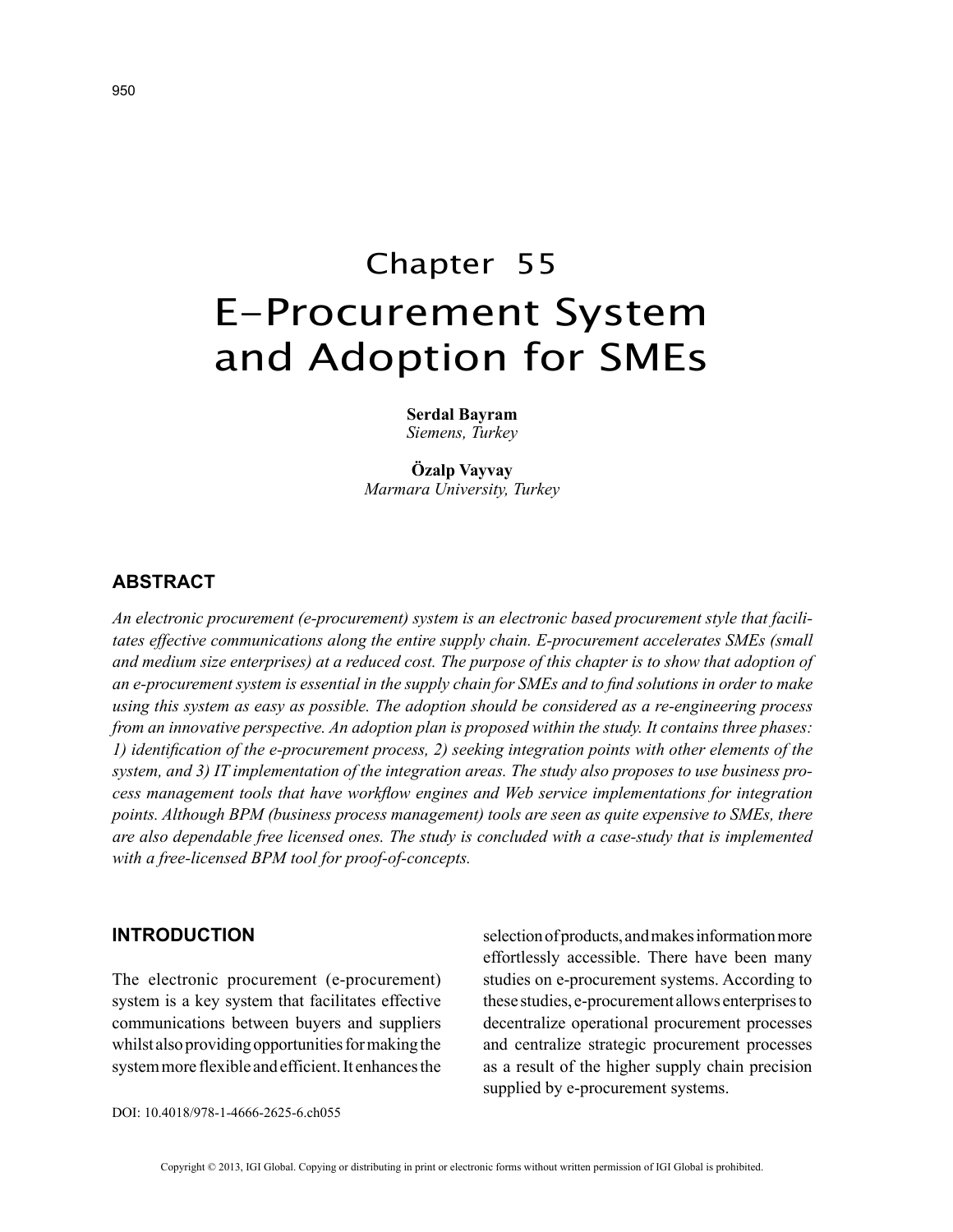# Chapter 55
# E-Procurement System and Adoption for SMEs

**Serdal Bayram**
*Siemens, Turkey*

**Özalp Vayvay**
*Marmara University, Turkey*

## ABSTRACT

*An electronic procurement (e-procurement) system is an electronic based procurement style that facilitates effective communications along the entire supply chain. E-procurement accelerates SMEs (small and medium size enterprises) at a reduced cost. The purpose of this chapter is to show that adoption of an e-procurement system is essential in the supply chain for SMEs and to find solutions in order to make using this system as easy as possible. The adoption should be considered as a re-engineering process from an innovative perspective. An adoption plan is proposed within the study. It contains three phases: 1) identification of the e-procurement process, 2) seeking integration points with other elements of the system, and 3) IT implementation of the integration areas. The study also proposes to use business process management tools that have workflow engines and Web service implementations for integration points. Although BPM (business process management) tools are seen as quite expensive to SMEs, there are also dependable free licensed ones. The study is concluded with a case-study that is implemented with a free-licensed BPM tool for proof-of-concepts.*

## INTRODUCTION

The electronic procurement (e-procurement) system is a key system that facilitates effective communications between buyers and suppliers whilst also providing opportunities for making the system more flexible and efficient. It enhances the selection of products, and makes information more effortlessly accessible. There have been many studies on e-procurement systems. According to these studies, e-procurement allows enterprises to decentralize operational procurement processes and centralize strategic procurement processes as a result of the higher supply chain precision supplied by e-procurement systems.

DOI: 10.4018/978-1-4666-2625-6.ch055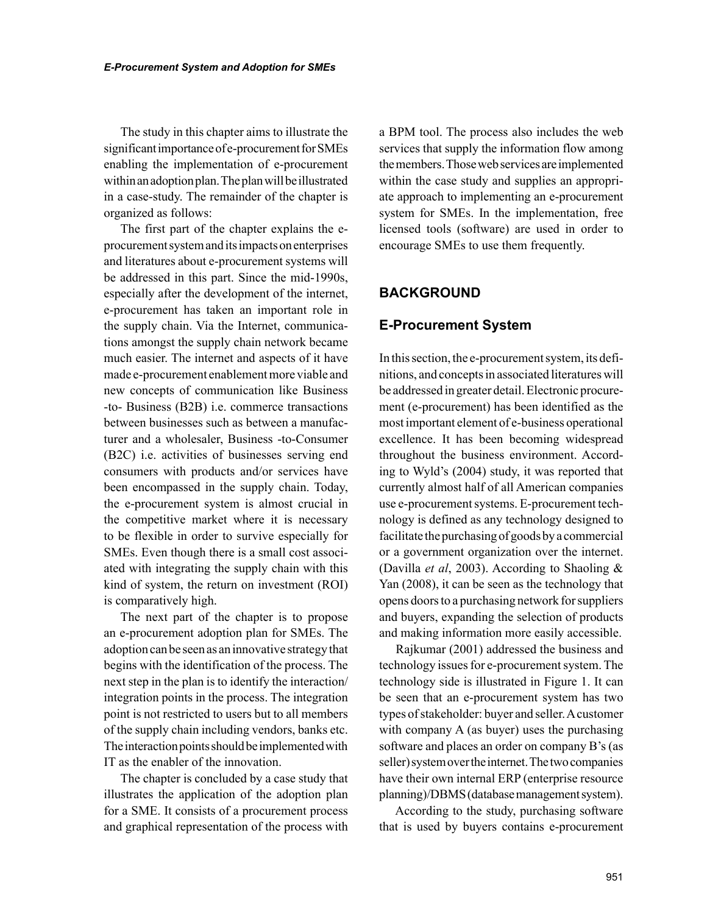The study in this chapter aims to illustrate the significant importance of e-procurement for SMEs enabling the implementation of e-procurement within an adoption plan. The plan will be illustrated in a case-study. The remainder of the chapter is organized as follows:

The first part of the chapter explains the e-procurement system and its impacts on enterprises and literatures about e-procurement systems will be addressed in this part. Since the mid-1990s, especially after the development of the internet, e-procurement has taken an important role in the supply chain. Via the Internet, communications amongst the supply chain network became much easier. The internet and aspects of it have made e-procurement enablement more viable and new concepts of communication like Business -to- Business (B2B) i.e. commerce transactions between businesses such as between a manufacturer and a wholesaler, Business -to-Consumer (B2C) i.e. activities of businesses serving end consumers with products and/or services have been encompassed in the supply chain. Today, the e-procurement system is almost crucial in the competitive market where it is necessary to be flexible in order to survive especially for SMEs. Even though there is a small cost associated with integrating the supply chain with this kind of system, the return on investment (ROI) is comparatively high.

The next part of the chapter is to propose an e-procurement adoption plan for SMEs. The adoption can be seen as an innovative strategy that begins with the identification of the process. The next step in the plan is to identify the interaction/integration points in the process. The integration point is not restricted to users but to all members of the supply chain including vendors, banks etc. The interaction points should be implemented with IT as the enabler of the innovation.

The chapter is concluded by a case study that illustrates the application of the adoption plan for a SME. It consists of a procurement process and graphical representation of the process with a BPM tool. The process also includes the web services that supply the information flow among the members. Those web services are implemented within the case study and supplies an appropriate approach to implementing an e-procurement system for SMEs. In the implementation, free licensed tools (software) are used in order to encourage SMEs to use them frequently.

## BACKGROUND

### E-Procurement System

In this section, the e-procurement system, its definitions, and concepts in associated literatures will be addressed in greater detail. Electronic procurement (e-procurement) has been identified as the most important element of e-business operational excellence. It has been becoming widespread throughout the business environment. According to Wyld's (2004) study, it was reported that currently almost half of all American companies use e-procurement systems. E-procurement technology is defined as any technology designed to facilitate the purchasing of goods by a commercial or a government organization over the internet. (Davilla *et al*, 2003). According to Shaoling & Yan (2008), it can be seen as the technology that opens doors to a purchasing network for suppliers and buyers, expanding the selection of products and making information more easily accessible.

Rajkumar (2001) addressed the business and technology issues for e-procurement system. The technology side is illustrated in Figure 1. It can be seen that an e-procurement system has two types of stakeholder: buyer and seller. A customer with company A (as buyer) uses the purchasing software and places an order on company B's (as seller) system over the internet. The two companies have their own internal ERP (enterprise resource planning)/DBMS (database management system).

According to the study, purchasing software that is used by buyers contains e-procurement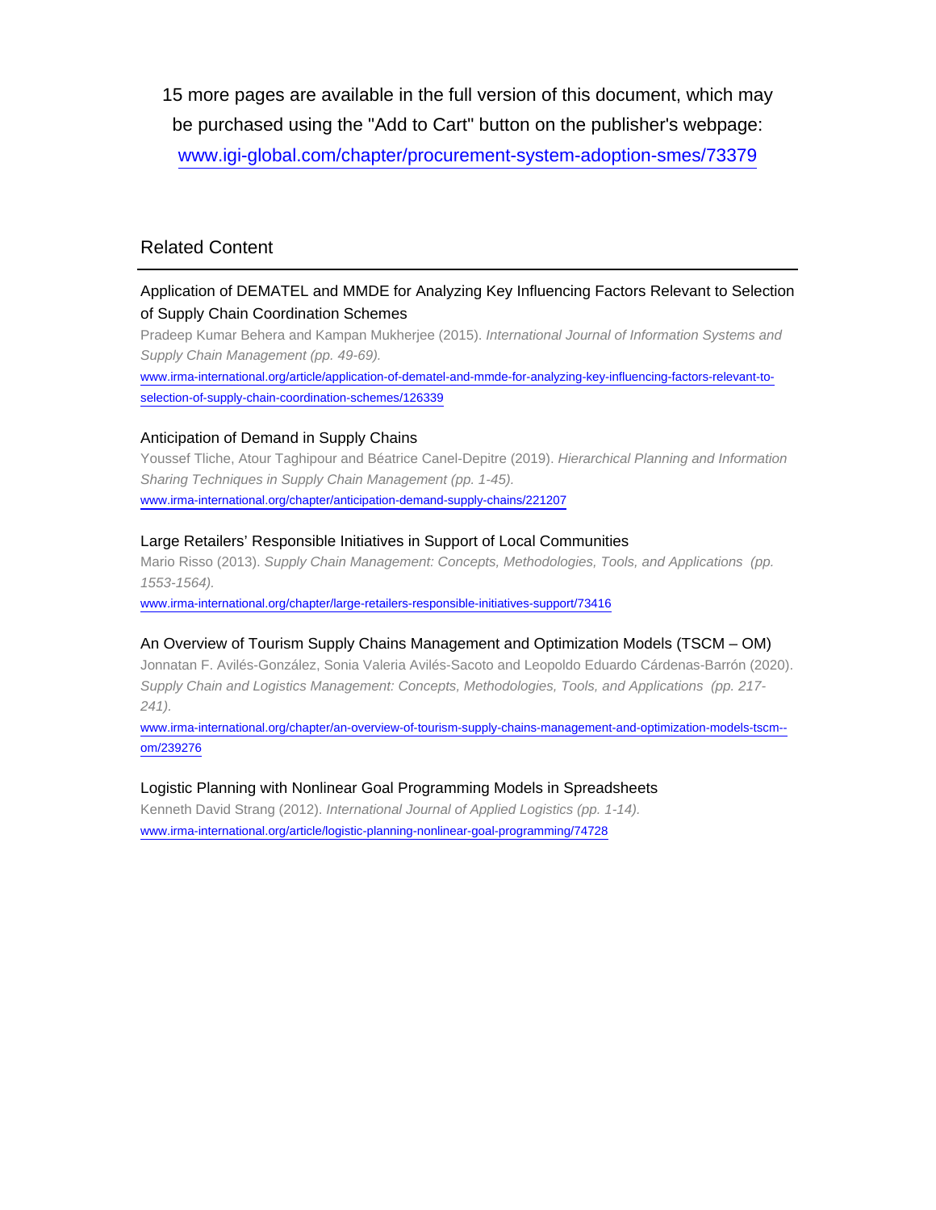15 more pages are available in the full version of this document, which may be purchased using the "Add to Cart" button on the publisher's webpage: www.igi-global.com/chapter/procurement-system-adoption-smes/73379

## Related Content

Application of DEMATEL and MMDE for Analyzing Key Influencing Factors Relevant to Selection of Supply Chain Coordination Schemes

Pradeep Kumar Behera and Kampan Mukherjee (2015). *International Journal of Information Systems and Supply Chain Management (pp. 49-69).*

www.irma-international.org/article/application-of-dematel-and-mmde-for-analyzing-key-influencing-factors-relevant-to-selection-of-supply-chain-coordination-schemes/126339

Anticipation of Demand in Supply Chains

Youssef Tliche, Atour Taghipour and Béatrice Canel-Depitre (2019). *Hierarchical Planning and Information Sharing Techniques in Supply Chain Management (pp. 1-45).*

www.irma-international.org/chapter/anticipation-demand-supply-chains/221207

Large Retailers' Responsible Initiatives in Support of Local Communities

Mario Risso (2013). *Supply Chain Management: Concepts, Methodologies, Tools, and Applications (pp. 1553-1564).*

www.irma-international.org/chapter/large-retailers-responsible-initiatives-support/73416

An Overview of Tourism Supply Chains Management and Optimization Models (TSCM – OM)

Jonnatan F. Avilés-González, Sonia Valeria Avilés-Sacoto and Leopoldo Eduardo Cárdenas-Barrón (2020). *Supply Chain and Logistics Management: Concepts, Methodologies, Tools, and Applications (pp. 217-241).*

www.irma-international.org/chapter/an-overview-of-tourism-supply-chains-management-and-optimization-models-tscm--om/239276

Logistic Planning with Nonlinear Goal Programming Models in Spreadsheets

Kenneth David Strang (2012). *International Journal of Applied Logistics (pp. 1-14).*

www.irma-international.org/article/logistic-planning-nonlinear-goal-programming/74728